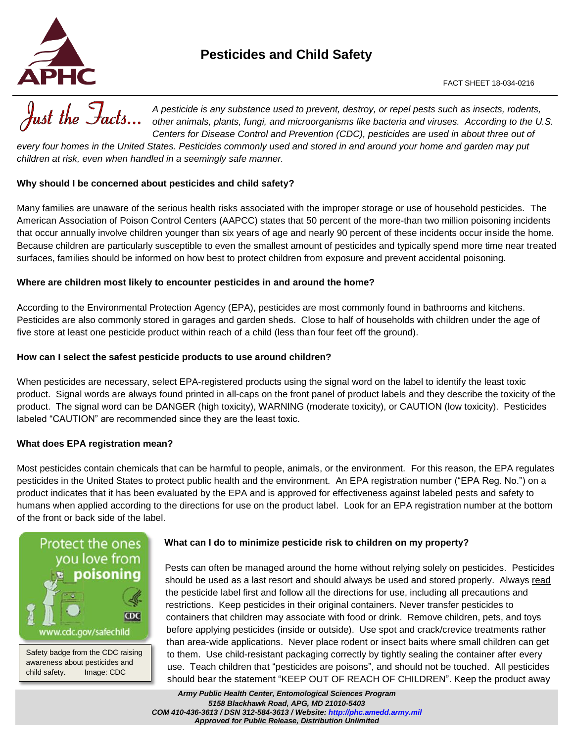# Pesticides and Child Safety

FACT SHEET 18-034-0216

*Just the Facts... A pesticide is any substance used to prevent, destroy, or repel pests such as insects, rodents, other animals, plants, fungi, and microorganisms like bacteria and viruses. According to the U.S. Centers for Disease Control and Prevention (CDC), pesticides are used in about three out of every four homes in the United States. Pesticides commonly used and stored in and around your home and garden may put children at risk, even when handled in a seemingly safe manner.*

**Why should I be concerned about pesticides and child safety?**

Many families are unaware of the serious health risks associated with the improper storage or use of household pesticides. The American Association of Poison Control Centers (AAPCC) states that 50 percent of the more-than two million poisoning incidents that occur annually involve children younger than six years of age and nearly 90 percent of these incidents occur inside the home. Because children are particularly susceptible to even the smallest amount of pesticides and typically spend more time near treated surfaces, families should be informed on how best to protect children from exposure and prevent accidental poisoning.

**Where are children most likely to encounter pesticides in and around the home?**

According to the Environmental Protection Agency (EPA), pesticides are most commonly found in bathrooms and kitchens. Pesticides are also commonly stored in garages and garden sheds. Close to half of households with children under the age of five store at least one pesticide product within reach of a child (less than four feet off the ground).

**How can I select the safest pesticide products to use around children?**

When pesticides are necessary, select EPA-registered products using the signal word on the label to identify the least toxic product. Signal words are always found printed in all-caps on the front panel of product labels and they describe the toxicity of the product. The signal word can be DANGER (high toxicity), WARNING (moderate toxicity), or CAUTION (low toxicity). Pesticides labeled "CAUTION" are recommended since they are the least toxic.

**What does EPA registration mean?**

Most pesticides contain chemicals that can be harmful to people, animals, or the environment. For this reason, the EPA regulates pesticides in the United States to protect public health and the environment. An EPA registration number ("EPA Reg. No.") on a product indicates that it has been evaluated by the EPA and is approved for effectiveness against labeled pests and safety to humans when applied according to the directions for use on the product label. Look for an EPA registration number at the bottom of the front or back side of the label.

Safety badge from the CDC raising awareness about pesticides and child safety. Image: CDC

**What can I do to minimize pesticide risk to children on my property?**

Pests can often be managed around the home without relying solely on pesticides. Pesticides should be used as a last resort and should always be used and stored properly. Always read the pesticide label first and follow all the directions for use, including all precautions and restrictions. Keep pesticides in their original containers. Never transfer pesticides to containers that children may associate with food or drink. Remove children, pets, and toys before applying pesticides (inside or outside). Use spot and crack/crevice treatments rather than area-wide applications. Never place rodent or insect baits where small children can get to them. Use child-resistant packaging correctly by tightly sealing the container after every use. Teach children that "pesticides are poisons", and should not be touched. All pesticides should bear the statement "KEEP OUT OF REACH OF CHILDREN". Keep the product away

*Army Public Health Center, Entomological Sciences Program*
*5158 Blackhawk Road, APG, MD 21010-5403*
*COM 410-436-3613 / DSN 312-584-3613 / Website: http://phc.amedd.army.mil*
*Approved for Public Release, Distribution Unlimited*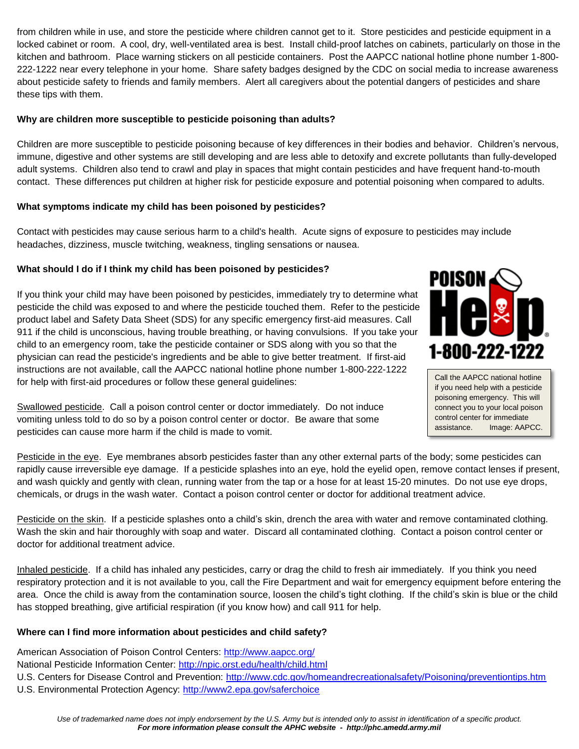from children while in use, and store the pesticide where children cannot get to it. Store pesticides and pesticide equipment in a locked cabinet or room. A cool, dry, well-ventilated area is best. Install child-proof latches on cabinets, particularly on those in the kitchen and bathroom. Place warning stickers on all pesticide containers. Post the AAPCC national hotline phone number 1-800-222-1222 near every telephone in your home. Share safety badges designed by the CDC on social media to increase awareness about pesticide safety to friends and family members. Alert all caregivers about the potential dangers of pesticides and share these tips with them.

**Why are children more susceptible to pesticide poisoning than adults?**

Children are more susceptible to pesticide poisoning because of key differences in their bodies and behavior. Children's nervous, immune, digestive and other systems are still developing and are less able to detoxify and excrete pollutants than fully-developed adult systems. Children also tend to crawl and play in spaces that might contain pesticides and have frequent hand-to-mouth contact. These differences put children at higher risk for pesticide exposure and potential poisoning when compared to adults.

**What symptoms indicate my child has been poisoned by pesticides?**

Contact with pesticides may cause serious harm to a child's health. Acute signs of exposure to pesticides may include headaches, dizziness, muscle twitching, weakness, tingling sensations or nausea.

**What should I do if I think my child has been poisoned by pesticides?**

If you think your child may have been poisoned by pesticides, immediately try to determine what pesticide the child was exposed to and where the pesticide touched them. Refer to the pesticide product label and Safety Data Sheet (SDS) for any specific emergency first-aid measures. Call 911 if the child is unconscious, having trouble breathing, or having convulsions. If you take your child to an emergency room, take the pesticide container or SDS along with you so that the physician can read the pesticide's ingredients and be able to give better treatment. If first-aid instructions are not available, call the AAPCC national hotline phone number 1-800-222-1222 for help with first-aid procedures or follow these general guidelines:

POISON Help® 1-800-222-1222

Call the AAPCC national hotline if you need help with a pesticide poisoning emergency. This will connect you to your local poison control center for immediate assistance. Image: AAPCC.

Swallowed pesticide. Call a poison control center or doctor immediately. Do not induce vomiting unless told to do so by a poison control center or doctor. Be aware that some pesticides can cause more harm if the child is made to vomit.

Pesticide in the eye. Eye membranes absorb pesticides faster than any other external parts of the body; some pesticides can rapidly cause irreversible eye damage. If a pesticide splashes into an eye, hold the eyelid open, remove contact lenses if present, and wash quickly and gently with clean, running water from the tap or a hose for at least 15-20 minutes. Do not use eye drops, chemicals, or drugs in the wash water. Contact a poison control center or doctor for additional treatment advice.

Pesticide on the skin. If a pesticide splashes onto a child's skin, drench the area with water and remove contaminated clothing. Wash the skin and hair thoroughly with soap and water. Discard all contaminated clothing. Contact a poison control center or doctor for additional treatment advice.

Inhaled pesticide. If a child has inhaled any pesticides, carry or drag the child to fresh air immediately. If you think you need respiratory protection and it is not available to you, call the Fire Department and wait for emergency equipment before entering the area. Once the child is away from the contamination source, loosen the child's tight clothing. If the child's skin is blue or the child has stopped breathing, give artificial respiration (if you know how) and call 911 for help.

**Where can I find more information about pesticides and child safety?**

American Association of Poison Control Centers: http://www.aapcc.org/
National Pesticide Information Center: http://npic.orst.edu/health/child.html
U.S. Centers for Disease Control and Prevention: http://www.cdc.gov/homeandrecreationalsafety/Poisoning/preventiontips.htm
U.S. Environmental Protection Agency: http://www2.epa.gov/saferchoice

*Use of trademarked name does not imply endorsement by the U.S. Army but is intended only to assist in identification of a specific product.*
***For more information please consult the APHC website - http://phc.amedd.army.mil***